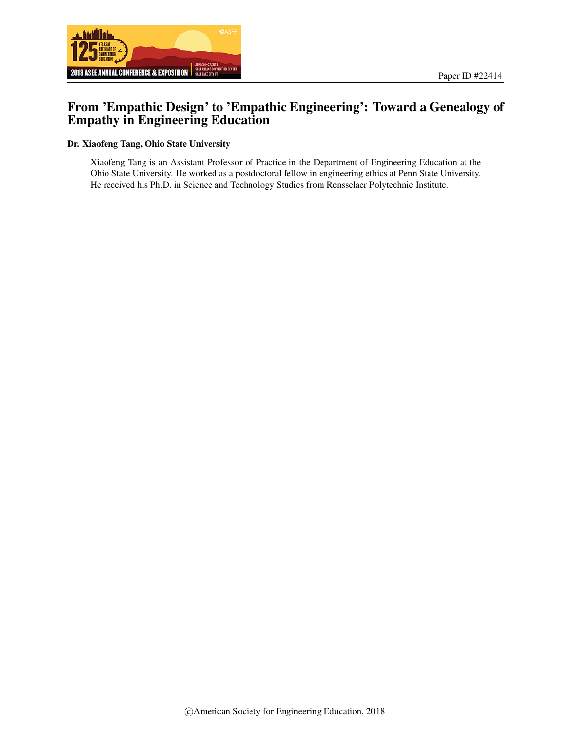Paper ID #22414

# From 'Empathic Design' to 'Empathic Engineering': Toward a Genealogy of Empathy in Engineering Education

**Dr. Xiaofeng Tang, Ohio State University**

Xiaofeng Tang is an Assistant Professor of Practice in the Department of Engineering Education at the Ohio State University. He worked as a postdoctoral fellow in engineering ethics at Penn State University. He received his Ph.D. in Science and Technology Studies from Rensselaer Polytechnic Institute.

©American Society for Engineering Education, 2018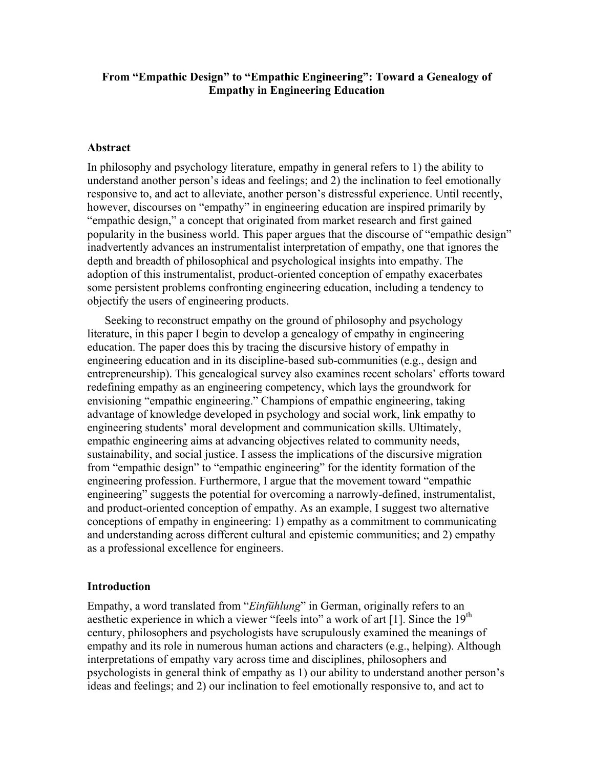**From "Empathic Design" to "Empathic Engineering": Toward a Genealogy of Empathy in Engineering Education**

## Abstract

In philosophy and psychology literature, empathy in general refers to 1) the ability to understand another person's ideas and feelings; and 2) the inclination to feel emotionally responsive to, and act to alleviate, another person's distressful experience. Until recently, however, discourses on "empathy" in engineering education are inspired primarily by "empathic design," a concept that originated from market research and first gained popularity in the business world. This paper argues that the discourse of "empathic design" inadvertently advances an instrumentalist interpretation of empathy, one that ignores the depth and breadth of philosophical and psychological insights into empathy. The adoption of this instrumentalist, product-oriented conception of empathy exacerbates some persistent problems confronting engineering education, including a tendency to objectify the users of engineering products.

Seeking to reconstruct empathy on the ground of philosophy and psychology literature, in this paper I begin to develop a genealogy of empathy in engineering education. The paper does this by tracing the discursive history of empathy in engineering education and in its discipline-based sub-communities (e.g., design and entrepreneurship). This genealogical survey also examines recent scholars' efforts toward redefining empathy as an engineering competency, which lays the groundwork for envisioning "empathic engineering." Champions of empathic engineering, taking advantage of knowledge developed in psychology and social work, link empathy to engineering students' moral development and communication skills. Ultimately, empathic engineering aims at advancing objectives related to community needs, sustainability, and social justice. I assess the implications of the discursive migration from "empathic design" to "empathic engineering" for the identity formation of the engineering profession. Furthermore, I argue that the movement toward "empathic engineering" suggests the potential for overcoming a narrowly-defined, instrumentalist, and product-oriented conception of empathy. As an example, I suggest two alternative conceptions of empathy in engineering: 1) empathy as a commitment to communicating and understanding across different cultural and epistemic communities; and 2) empathy as a professional excellence for engineers.

## Introduction

Empathy, a word translated from "*Einfühlung*" in German, originally refers to an aesthetic experience in which a viewer "feels into" a work of art [1]. Since the 19th century, philosophers and psychologists have scrupulously examined the meanings of empathy and its role in numerous human actions and characters (e.g., helping). Although interpretations of empathy vary across time and disciplines, philosophers and psychologists in general think of empathy as 1) our ability to understand another person's ideas and feelings; and 2) our inclination to feel emotionally responsive to, and act to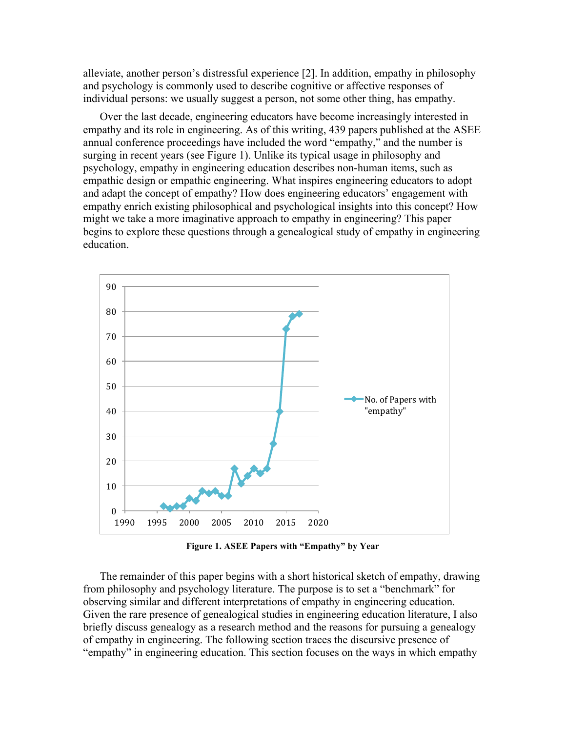alleviate, another person's distressful experience [2]. In addition, empathy in philosophy and psychology is commonly used to describe cognitive or affective responses of individual persons: we usually suggest a person, not some other thing, has empathy.

Over the last decade, engineering educators have become increasingly interested in empathy and its role in engineering. As of this writing, 439 papers published at the ASEE annual conference proceedings have included the word "empathy," and the number is surging in recent years (see Figure 1). Unlike its typical usage in philosophy and psychology, empathy in engineering education describes non-human items, such as empathic design or empathic engineering. What inspires engineering educators to adopt and adapt the concept of empathy? How does engineering educators' engagement with empathy enrich existing philosophical and psychological insights into this concept? How might we take a more imaginative approach to empathy in engineering? This paper begins to explore these questions through a genealogical study of empathy in engineering education.

**Figure 1. ASEE Papers with "Empathy" by Year**

The remainder of this paper begins with a short historical sketch of empathy, drawing from philosophy and psychology literature. The purpose is to set a "benchmark" for observing similar and different interpretations of empathy in engineering education. Given the rare presence of genealogical studies in engineering education literature, I also briefly discuss genealogy as a research method and the reasons for pursuing a genealogy of empathy in engineering. The following section traces the discursive presence of "empathy" in engineering education. This section focuses on the ways in which empathy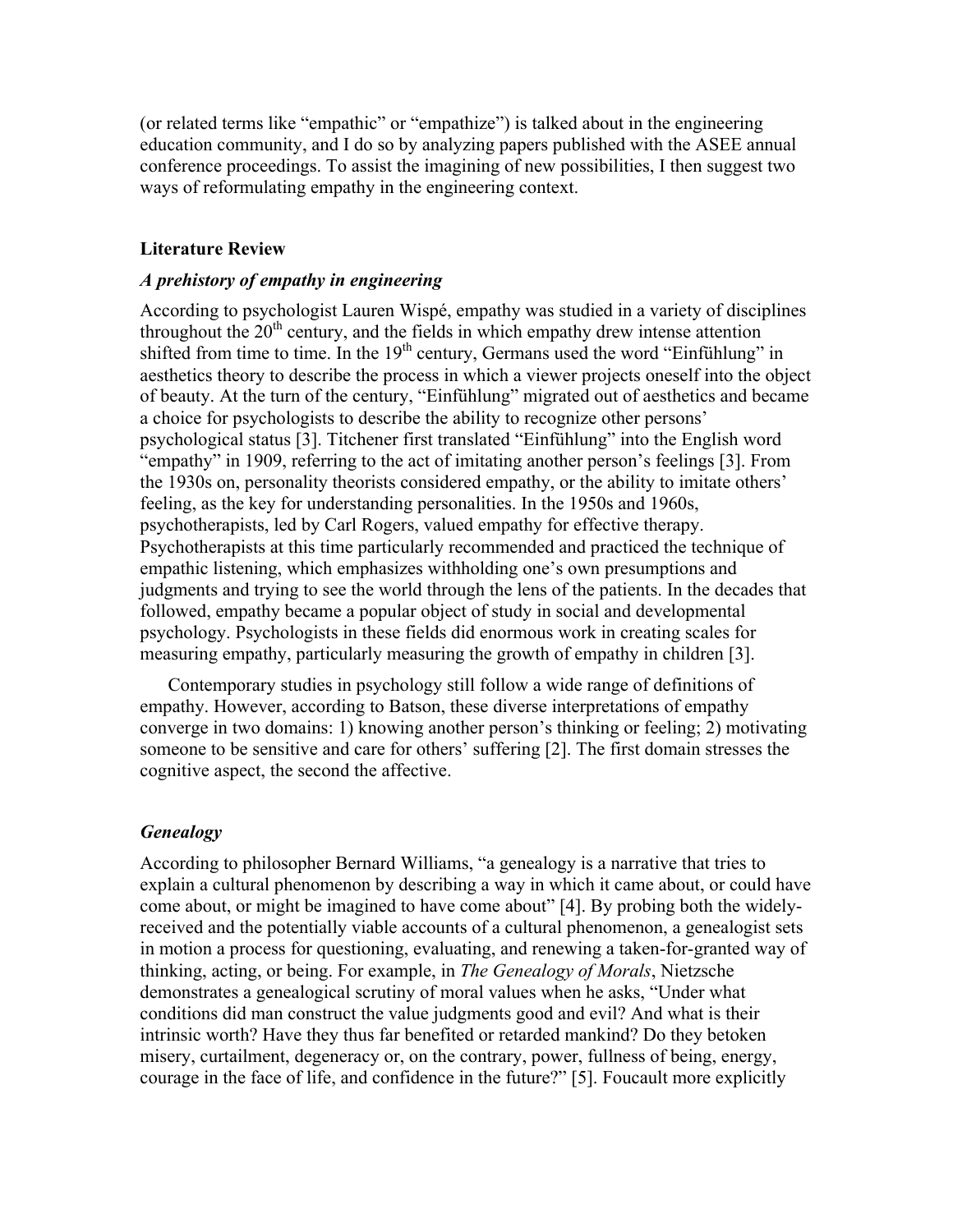(or related terms like "empathic" or "empathize") is talked about in the engineering education community, and I do so by analyzing papers published with the ASEE annual conference proceedings. To assist the imagining of new possibilities, I then suggest two ways of reformulating empathy in the engineering context.

## Literature Review

### *A prehistory of empathy in engineering*

According to psychologist Lauren Wispé, empathy was studied in a variety of disciplines throughout the 20th century, and the fields in which empathy drew intense attention shifted from time to time. In the 19th century, Germans used the word "Einfühlung" in aesthetics theory to describe the process in which a viewer projects oneself into the object of beauty. At the turn of the century, "Einfühlung" migrated out of aesthetics and became a choice for psychologists to describe the ability to recognize other persons' psychological status [3]. Titchener first translated "Einfühlung" into the English word "empathy" in 1909, referring to the act of imitating another person's feelings [3]. From the 1930s on, personality theorists considered empathy, or the ability to imitate others' feeling, as the key for understanding personalities. In the 1950s and 1960s, psychotherapists, led by Carl Rogers, valued empathy for effective therapy. Psychotherapists at this time particularly recommended and practiced the technique of empathic listening, which emphasizes withholding one's own presumptions and judgments and trying to see the world through the lens of the patients. In the decades that followed, empathy became a popular object of study in social and developmental psychology. Psychologists in these fields did enormous work in creating scales for measuring empathy, particularly measuring the growth of empathy in children [3].

Contemporary studies in psychology still follow a wide range of definitions of empathy. However, according to Batson, these diverse interpretations of empathy converge in two domains: 1) knowing another person's thinking or feeling; 2) motivating someone to be sensitive and care for others' suffering [2]. The first domain stresses the cognitive aspect, the second the affective.

### *Genealogy*

According to philosopher Bernard Williams, "a genealogy is a narrative that tries to explain a cultural phenomenon by describing a way in which it came about, or could have come about, or might be imagined to have come about" [4]. By probing both the widely-received and the potentially viable accounts of a cultural phenomenon, a genealogist sets in motion a process for questioning, evaluating, and renewing a taken-for-granted way of thinking, acting, or being. For example, in *The Genealogy of Morals*, Nietzsche demonstrates a genealogical scrutiny of moral values when he asks, "Under what conditions did man construct the value judgments good and evil? And what is their intrinsic worth? Have they thus far benefited or retarded mankind? Do they betoken misery, curtailment, degeneracy or, on the contrary, power, fullness of being, energy, courage in the face of life, and confidence in the future?" [5]. Foucault more explicitly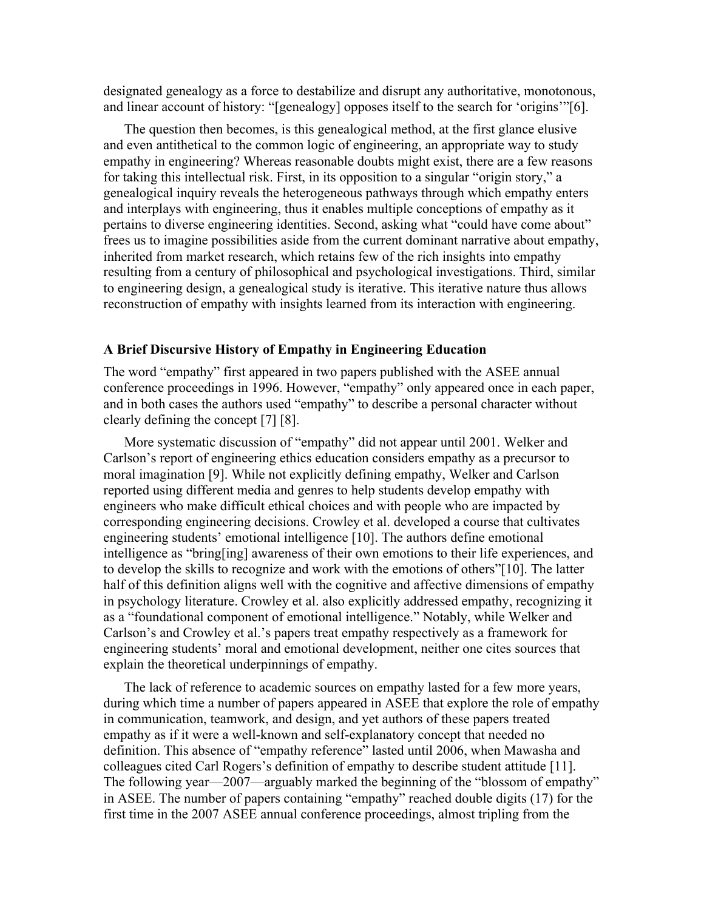designated genealogy as a force to destabilize and disrupt any authoritative, monotonous, and linear account of history: "[genealogy] opposes itself to the search for 'origins'"[6].

The question then becomes, is this genealogical method, at the first glance elusive and even antithetical to the common logic of engineering, an appropriate way to study empathy in engineering? Whereas reasonable doubts might exist, there are a few reasons for taking this intellectual risk. First, in its opposition to a singular "origin story," a genealogical inquiry reveals the heterogeneous pathways through which empathy enters and interplays with engineering, thus it enables multiple conceptions of empathy as it pertains to diverse engineering identities. Second, asking what "could have come about" frees us to imagine possibilities aside from the current dominant narrative about empathy, inherited from market research, which retains few of the rich insights into empathy resulting from a century of philosophical and psychological investigations. Third, similar to engineering design, a genealogical study is iterative. This iterative nature thus allows reconstruction of empathy with insights learned from its interaction with engineering.

### A Brief Discursive History of Empathy in Engineering Education

The word "empathy" first appeared in two papers published with the ASEE annual conference proceedings in 1996. However, "empathy" only appeared once in each paper, and in both cases the authors used "empathy" to describe a personal character without clearly defining the concept [7] [8].

More systematic discussion of "empathy" did not appear until 2001. Welker and Carlson's report of engineering ethics education considers empathy as a precursor to moral imagination [9]. While not explicitly defining empathy, Welker and Carlson reported using different media and genres to help students develop empathy with engineers who make difficult ethical choices and with people who are impacted by corresponding engineering decisions. Crowley et al. developed a course that cultivates engineering students' emotional intelligence [10]. The authors define emotional intelligence as "bring[ing] awareness of their own emotions to their life experiences, and to develop the skills to recognize and work with the emotions of others"[10]. The latter half of this definition aligns well with the cognitive and affective dimensions of empathy in psychology literature. Crowley et al. also explicitly addressed empathy, recognizing it as a "foundational component of emotional intelligence." Notably, while Welker and Carlson's and Crowley et al.'s papers treat empathy respectively as a framework for engineering students' moral and emotional development, neither one cites sources that explain the theoretical underpinnings of empathy.

The lack of reference to academic sources on empathy lasted for a few more years, during which time a number of papers appeared in ASEE that explore the role of empathy in communication, teamwork, and design, and yet authors of these papers treated empathy as if it were a well-known and self-explanatory concept that needed no definition. This absence of "empathy reference" lasted until 2006, when Mawasha and colleagues cited Carl Rogers's definition of empathy to describe student attitude [11]. The following year—2007—arguably marked the beginning of the "blossom of empathy" in ASEE. The number of papers containing "empathy" reached double digits (17) for the first time in the 2007 ASEE annual conference proceedings, almost tripling from the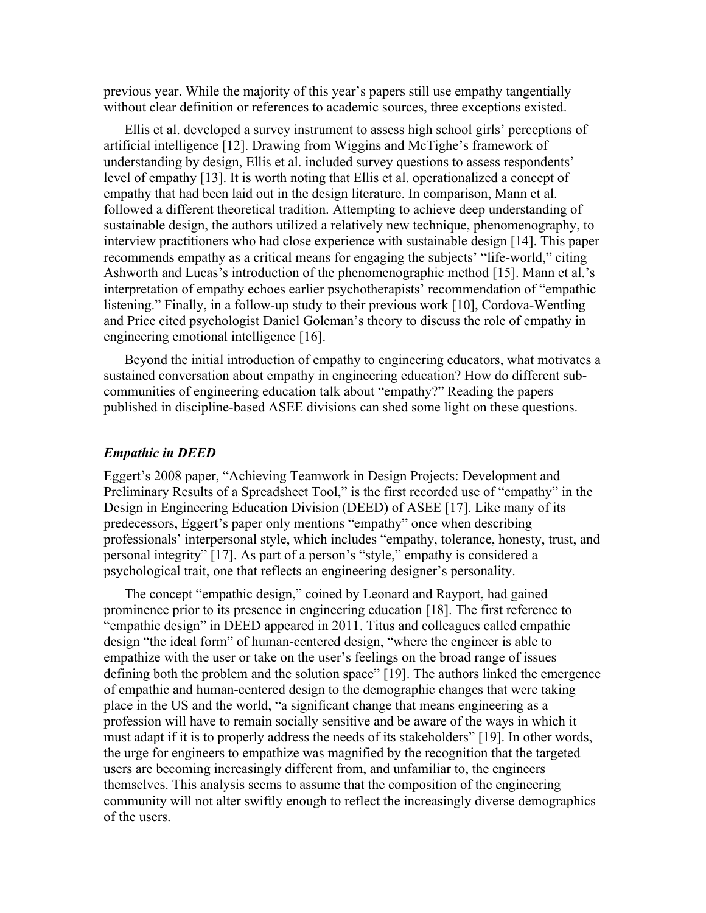previous year. While the majority of this year's papers still use empathy tangentially without clear definition or references to academic sources, three exceptions existed.

Ellis et al. developed a survey instrument to assess high school girls' perceptions of artificial intelligence [12]. Drawing from Wiggins and McTighe's framework of understanding by design, Ellis et al. included survey questions to assess respondents' level of empathy [13]. It is worth noting that Ellis et al. operationalized a concept of empathy that had been laid out in the design literature. In comparison, Mann et al. followed a different theoretical tradition. Attempting to achieve deep understanding of sustainable design, the authors utilized a relatively new technique, phenomenography, to interview practitioners who had close experience with sustainable design [14]. This paper recommends empathy as a critical means for engaging the subjects' "life-world," citing Ashworth and Lucas's introduction of the phenomenographic method [15]. Mann et al.'s interpretation of empathy echoes earlier psychotherapists' recommendation of "empathic listening." Finally, in a follow-up study to their previous work [10], Cordova-Wentling and Price cited psychologist Daniel Goleman's theory to discuss the role of empathy in engineering emotional intelligence [16].

Beyond the initial introduction of empathy to engineering educators, what motivates a sustained conversation about empathy in engineering education? How do different sub-communities of engineering education talk about "empathy?" Reading the papers published in discipline-based ASEE divisions can shed some light on these questions.

### *Empathic in DEED*

Eggert's 2008 paper, "Achieving Teamwork in Design Projects: Development and Preliminary Results of a Spreadsheet Tool," is the first recorded use of "empathy" in the Design in Engineering Education Division (DEED) of ASEE [17]. Like many of its predecessors, Eggert's paper only mentions "empathy" once when describing professionals' interpersonal style, which includes "empathy, tolerance, honesty, trust, and personal integrity" [17]. As part of a person's "style," empathy is considered a psychological trait, one that reflects an engineering designer's personality.

The concept "empathic design," coined by Leonard and Rayport, had gained prominence prior to its presence in engineering education [18]. The first reference to "empathic design" in DEED appeared in 2011. Titus and colleagues called empathic design "the ideal form" of human-centered design, "where the engineer is able to empathize with the user or take on the user's feelings on the broad range of issues defining both the problem and the solution space" [19]. The authors linked the emergence of empathic and human-centered design to the demographic changes that were taking place in the US and the world, "a significant change that means engineering as a profession will have to remain socially sensitive and be aware of the ways in which it must adapt if it is to properly address the needs of its stakeholders" [19]. In other words, the urge for engineers to empathize was magnified by the recognition that the targeted users are becoming increasingly different from, and unfamiliar to, the engineers themselves. This analysis seems to assume that the composition of the engineering community will not alter swiftly enough to reflect the increasingly diverse demographics of the users.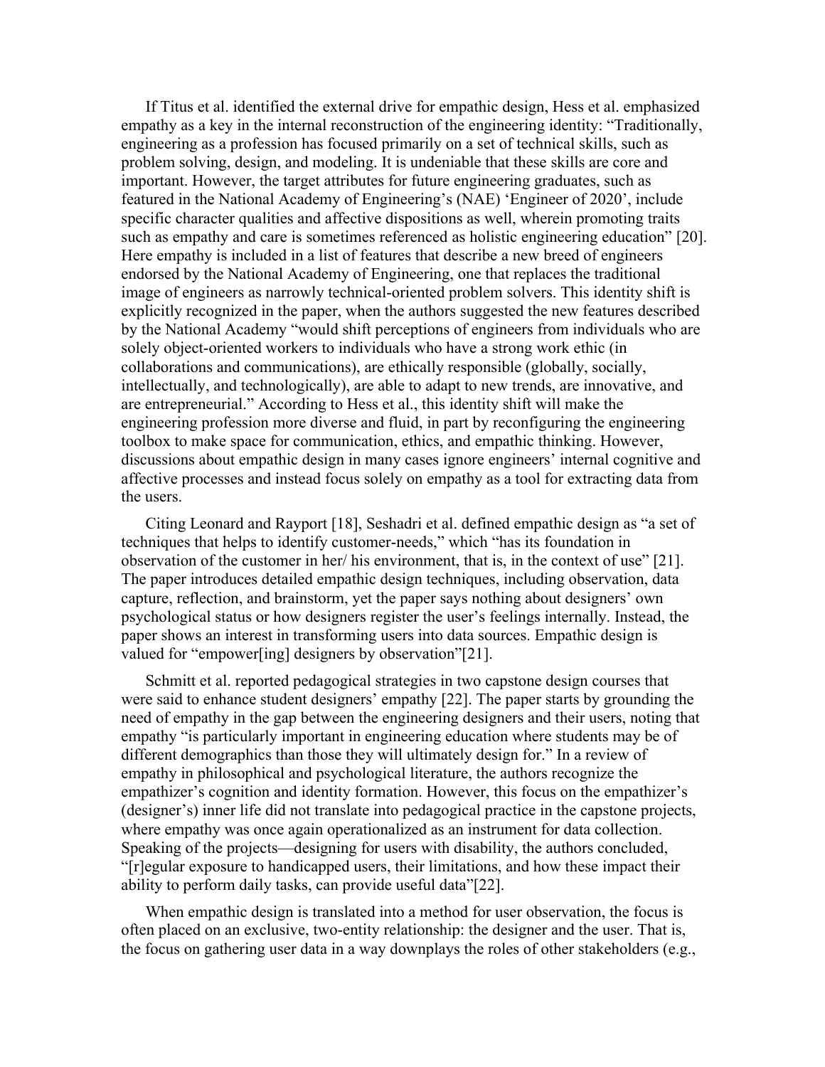If Titus et al. identified the external drive for empathic design, Hess et al. emphasized empathy as a key in the internal reconstruction of the engineering identity: "Traditionally, engineering as a profession has focused primarily on a set of technical skills, such as problem solving, design, and modeling. It is undeniable that these skills are core and important. However, the target attributes for future engineering graduates, such as featured in the National Academy of Engineering's (NAE) 'Engineer of 2020', include specific character qualities and affective dispositions as well, wherein promoting traits such as empathy and care is sometimes referenced as holistic engineering education" [20]. Here empathy is included in a list of features that describe a new breed of engineers endorsed by the National Academy of Engineering, one that replaces the traditional image of engineers as narrowly technical-oriented problem solvers. This identity shift is explicitly recognized in the paper, when the authors suggested the new features described by the National Academy "would shift perceptions of engineers from individuals who are solely object-oriented workers to individuals who have a strong work ethic (in collaborations and communications), are ethically responsible (globally, socially, intellectually, and technologically), are able to adapt to new trends, are innovative, and are entrepreneurial." According to Hess et al., this identity shift will make the engineering profession more diverse and fluid, in part by reconfiguring the engineering toolbox to make space for communication, ethics, and empathic thinking. However, discussions about empathic design in many cases ignore engineers' internal cognitive and affective processes and instead focus solely on empathy as a tool for extracting data from the users.

Citing Leonard and Rayport [18], Seshadri et al. defined empathic design as "a set of techniques that helps to identify customer-needs," which "has its foundation in observation of the customer in her/ his environment, that is, in the context of use" [21]. The paper introduces detailed empathic design techniques, including observation, data capture, reflection, and brainstorm, yet the paper says nothing about designers' own psychological status or how designers register the user's feelings internally. Instead, the paper shows an interest in transforming users into data sources. Empathic design is valued for "empower[ing] designers by observation"[21].

Schmitt et al. reported pedagogical strategies in two capstone design courses that were said to enhance student designers' empathy [22]. The paper starts by grounding the need of empathy in the gap between the engineering designers and their users, noting that empathy "is particularly important in engineering education where students may be of different demographics than those they will ultimately design for." In a review of empathy in philosophical and psychological literature, the authors recognize the empathizer's cognition and identity formation. However, this focus on the empathizer's (designer's) inner life did not translate into pedagogical practice in the capstone projects, where empathy was once again operationalized as an instrument for data collection. Speaking of the projects—designing for users with disability, the authors concluded, "[r]egular exposure to handicapped users, their limitations, and how these impact their ability to perform daily tasks, can provide useful data"[22].

When empathic design is translated into a method for user observation, the focus is often placed on an exclusive, two-entity relationship: the designer and the user. That is, the focus on gathering user data in a way downplays the roles of other stakeholders (e.g.,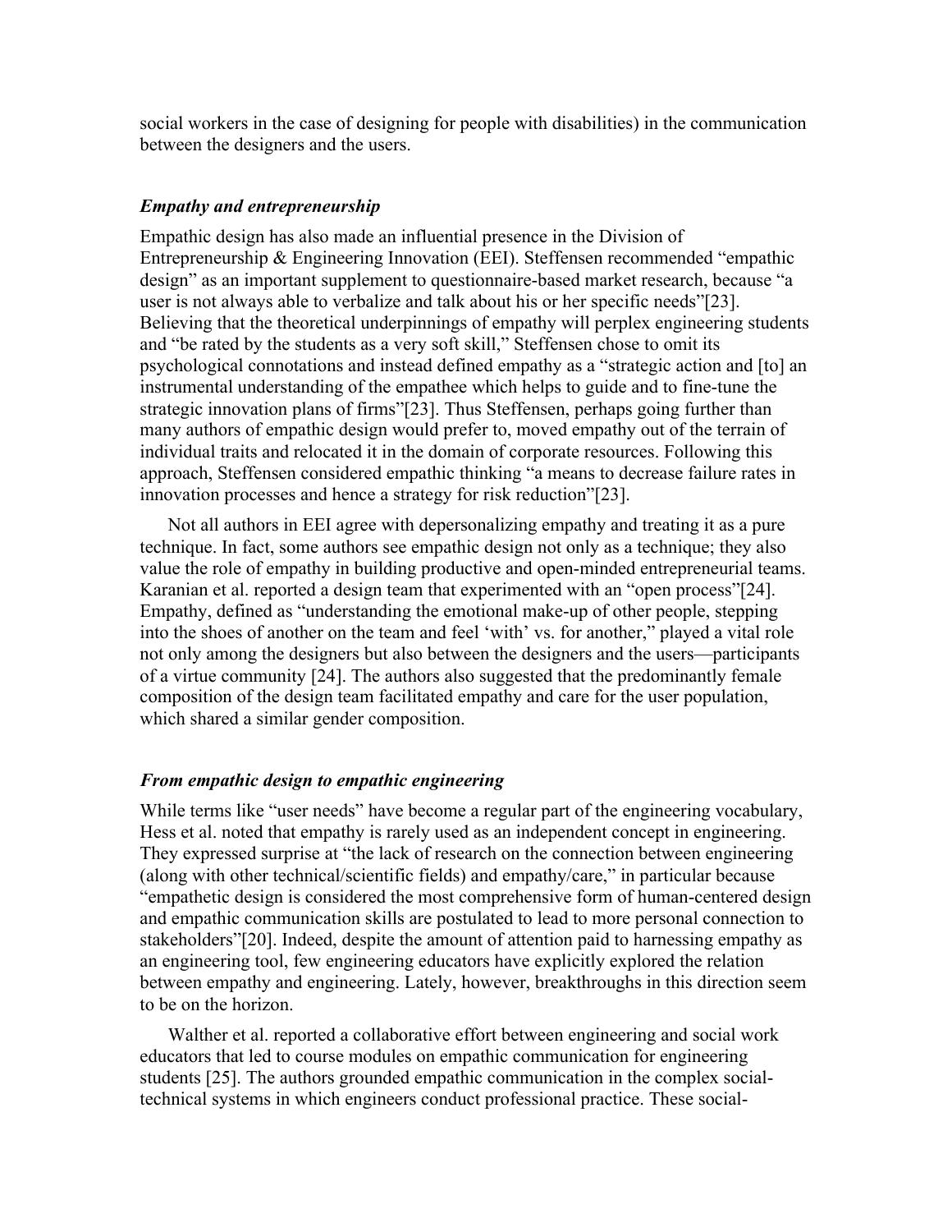social workers in the case of designing for people with disabilities) in the communication between the designers and the users.

### *Empathy and entrepreneurship*

Empathic design has also made an influential presence in the Division of Entrepreneurship & Engineering Innovation (EEI). Steffensen recommended "empathic design" as an important supplement to questionnaire-based market research, because "a user is not always able to verbalize and talk about his or her specific needs"[23]. Believing that the theoretical underpinnings of empathy will perplex engineering students and "be rated by the students as a very soft skill," Steffensen chose to omit its psychological connotations and instead defined empathy as a "strategic action and [to] an instrumental understanding of the empathee which helps to guide and to fine-tune the strategic innovation plans of firms"[23]. Thus Steffensen, perhaps going further than many authors of empathic design would prefer to, moved empathy out of the terrain of individual traits and relocated it in the domain of corporate resources. Following this approach, Steffensen considered empathic thinking "a means to decrease failure rates in innovation processes and hence a strategy for risk reduction"[23].

Not all authors in EEI agree with depersonalizing empathy and treating it as a pure technique. In fact, some authors see empathic design not only as a technique; they also value the role of empathy in building productive and open-minded entrepreneurial teams. Karanian et al. reported a design team that experimented with an "open process"[24]. Empathy, defined as "understanding the emotional make-up of other people, stepping into the shoes of another on the team and feel 'with' vs. for another," played a vital role not only among the designers but also between the designers and the users—participants of a virtue community [24]. The authors also suggested that the predominantly female composition of the design team facilitated empathy and care for the user population, which shared a similar gender composition.

### *From empathic design to empathic engineering*

While terms like "user needs" have become a regular part of the engineering vocabulary, Hess et al. noted that empathy is rarely used as an independent concept in engineering. They expressed surprise at "the lack of research on the connection between engineering (along with other technical/scientific fields) and empathy/care," in particular because "empathetic design is considered the most comprehensive form of human-centered design and empathic communication skills are postulated to lead to more personal connection to stakeholders"[20]. Indeed, despite the amount of attention paid to harnessing empathy as an engineering tool, few engineering educators have explicitly explored the relation between empathy and engineering. Lately, however, breakthroughs in this direction seem to be on the horizon.

Walther et al. reported a collaborative effort between engineering and social work educators that led to course modules on empathic communication for engineering students [25]. The authors grounded empathic communication in the complex social-technical systems in which engineers conduct professional practice. These social-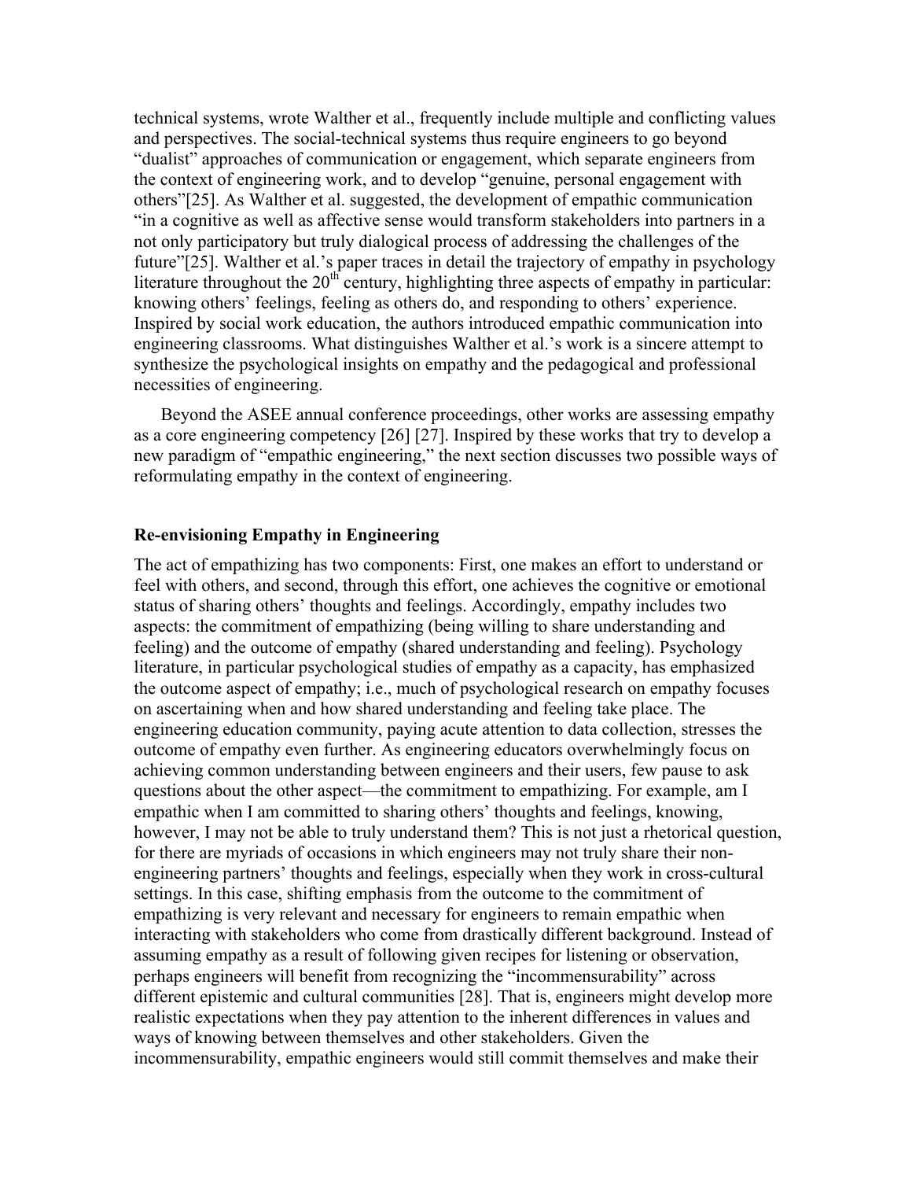technical systems, wrote Walther et al., frequently include multiple and conflicting values and perspectives. The social-technical systems thus require engineers to go beyond "dualist" approaches of communication or engagement, which separate engineers from the context of engineering work, and to develop "genuine, personal engagement with others"[25]. As Walther et al. suggested, the development of empathic communication "in a cognitive as well as affective sense would transform stakeholders into partners in a not only participatory but truly dialogical process of addressing the challenges of the future"[25]. Walther et al.'s paper traces in detail the trajectory of empathy in psychology literature throughout the 20th century, highlighting three aspects of empathy in particular: knowing others' feelings, feeling as others do, and responding to others' experience. Inspired by social work education, the authors introduced empathic communication into engineering classrooms. What distinguishes Walther et al.'s work is a sincere attempt to synthesize the psychological insights on empathy and the pedagogical and professional necessities of engineering.

Beyond the ASEE annual conference proceedings, other works are assessing empathy as a core engineering competency [26] [27]. Inspired by these works that try to develop a new paradigm of "empathic engineering," the next section discusses two possible ways of reformulating empathy in the context of engineering.

## Re-envisioning Empathy in Engineering

The act of empathizing has two components: First, one makes an effort to understand or feel with others, and second, through this effort, one achieves the cognitive or emotional status of sharing others' thoughts and feelings. Accordingly, empathy includes two aspects: the commitment of empathizing (being willing to share understanding and feeling) and the outcome of empathy (shared understanding and feeling). Psychology literature, in particular psychological studies of empathy as a capacity, has emphasized the outcome aspect of empathy; i.e., much of psychological research on empathy focuses on ascertaining when and how shared understanding and feeling take place. The engineering education community, paying acute attention to data collection, stresses the outcome of empathy even further. As engineering educators overwhelmingly focus on achieving common understanding between engineers and their users, few pause to ask questions about the other aspect—the commitment to empathizing. For example, am I empathic when I am committed to sharing others' thoughts and feelings, knowing, however, I may not be able to truly understand them? This is not just a rhetorical question, for there are myriads of occasions in which engineers may not truly share their non-engineering partners' thoughts and feelings, especially when they work in cross-cultural settings. In this case, shifting emphasis from the outcome to the commitment of empathizing is very relevant and necessary for engineers to remain empathic when interacting with stakeholders who come from drastically different background. Instead of assuming empathy as a result of following given recipes for listening or observation, perhaps engineers will benefit from recognizing the "incommensurability" across different epistemic and cultural communities [28]. That is, engineers might develop more realistic expectations when they pay attention to the inherent differences in values and ways of knowing between themselves and other stakeholders. Given the incommensurability, empathic engineers would still commit themselves and make their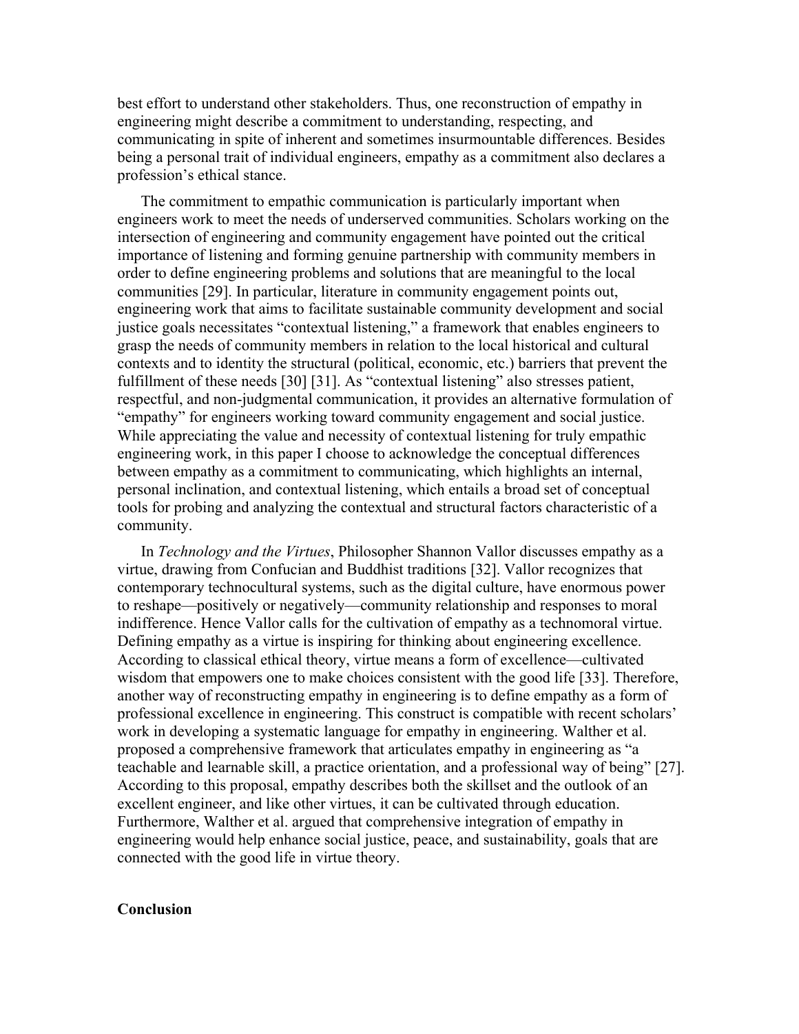best effort to understand other stakeholders. Thus, one reconstruction of empathy in engineering might describe a commitment to understanding, respecting, and communicating in spite of inherent and sometimes insurmountable differences. Besides being a personal trait of individual engineers, empathy as a commitment also declares a profession's ethical stance.

The commitment to empathic communication is particularly important when engineers work to meet the needs of underserved communities. Scholars working on the intersection of engineering and community engagement have pointed out the critical importance of listening and forming genuine partnership with community members in order to define engineering problems and solutions that are meaningful to the local communities [29]. In particular, literature in community engagement points out, engineering work that aims to facilitate sustainable community development and social justice goals necessitates "contextual listening," a framework that enables engineers to grasp the needs of community members in relation to the local historical and cultural contexts and to identity the structural (political, economic, etc.) barriers that prevent the fulfillment of these needs [30] [31]. As "contextual listening" also stresses patient, respectful, and non-judgmental communication, it provides an alternative formulation of "empathy" for engineers working toward community engagement and social justice. While appreciating the value and necessity of contextual listening for truly empathic engineering work, in this paper I choose to acknowledge the conceptual differences between empathy as a commitment to communicating, which highlights an internal, personal inclination, and contextual listening, which entails a broad set of conceptual tools for probing and analyzing the contextual and structural factors characteristic of a community.

In *Technology and the Virtues*, Philosopher Shannon Vallor discusses empathy as a virtue, drawing from Confucian and Buddhist traditions [32]. Vallor recognizes that contemporary technocultural systems, such as the digital culture, have enormous power to reshape—positively or negatively—community relationship and responses to moral indifference. Hence Vallor calls for the cultivation of empathy as a technomoral virtue. Defining empathy as a virtue is inspiring for thinking about engineering excellence. According to classical ethical theory, virtue means a form of excellence—cultivated wisdom that empowers one to make choices consistent with the good life [33]. Therefore, another way of reconstructing empathy in engineering is to define empathy as a form of professional excellence in engineering. This construct is compatible with recent scholars' work in developing a systematic language for empathy in engineering. Walther et al. proposed a comprehensive framework that articulates empathy in engineering as "a teachable and learnable skill, a practice orientation, and a professional way of being" [27]. According to this proposal, empathy describes both the skillset and the outlook of an excellent engineer, and like other virtues, it can be cultivated through education. Furthermore, Walther et al. argued that comprehensive integration of empathy in engineering would help enhance social justice, peace, and sustainability, goals that are connected with the good life in virtue theory.

## Conclusion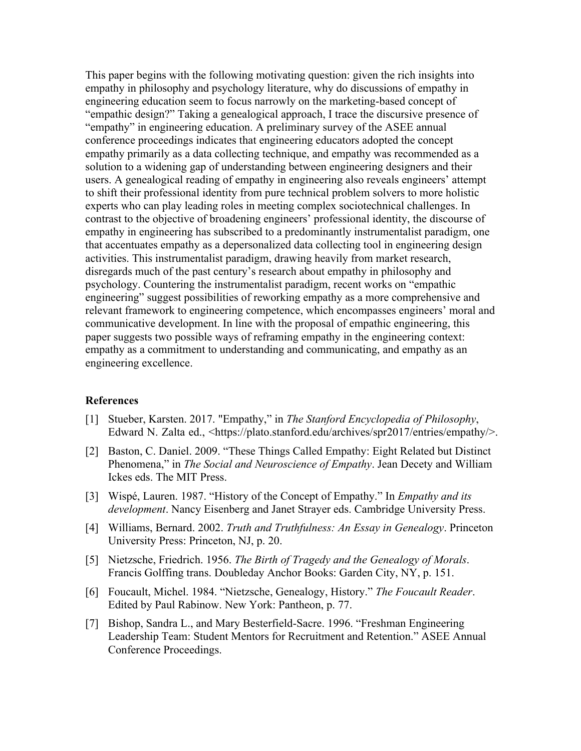This paper begins with the following motivating question: given the rich insights into empathy in philosophy and psychology literature, why do discussions of empathy in engineering education seem to focus narrowly on the marketing-based concept of "empathic design?" Taking a genealogical approach, I trace the discursive presence of "empathy" in engineering education. A preliminary survey of the ASEE annual conference proceedings indicates that engineering educators adopted the concept empathy primarily as a data collecting technique, and empathy was recommended as a solution to a widening gap of understanding between engineering designers and their users. A genealogical reading of empathy in engineering also reveals engineers' attempt to shift their professional identity from pure technical problem solvers to more holistic experts who can play leading roles in meeting complex sociotechnical challenges. In contrast to the objective of broadening engineers' professional identity, the discourse of empathy in engineering has subscribed to a predominantly instrumentalist paradigm, one that accentuates empathy as a depersonalized data collecting tool in engineering design activities. This instrumentalist paradigm, drawing heavily from market research, disregards much of the past century's research about empathy in philosophy and psychology. Countering the instrumentalist paradigm, recent works on "empathic engineering" suggest possibilities of reworking empathy as a more comprehensive and relevant framework to engineering competence, which encompasses engineers' moral and communicative development. In line with the proposal of empathic engineering, this paper suggests two possible ways of reframing empathy in the engineering context: empathy as a commitment to understanding and communicating, and empathy as an engineering excellence.

## References

[1] Stueber, Karsten. 2017. "Empathy," in *The Stanford Encyclopedia of Philosophy*, Edward N. Zalta ed., <https://plato.stanford.edu/archives/spr2017/entries/empathy/>.

[2] Baston, C. Daniel. 2009. "These Things Called Empathy: Eight Related but Distinct Phenomena," in *The Social and Neuroscience of Empathy*. Jean Decety and William Ickes eds. The MIT Press.

[3] Wispé, Lauren. 1987. "History of the Concept of Empathy." In *Empathy and its development*. Nancy Eisenberg and Janet Strayer eds. Cambridge University Press.

[4] Williams, Bernard. 2002. *Truth and Truthfulness: An Essay in Genealogy*. Princeton University Press: Princeton, NJ, p. 20.

[5] Nietzsche, Friedrich. 1956. *The Birth of Tragedy and the Genealogy of Morals*. Francis Golffing trans. Doubleday Anchor Books: Garden City, NY, p. 151.

[6] Foucault, Michel. 1984. "Nietzsche, Genealogy, History." *The Foucault Reader*. Edited by Paul Rabinow. New York: Pantheon, p. 77.

[7] Bishop, Sandra L., and Mary Besterfield-Sacre. 1996. "Freshman Engineering Leadership Team: Student Mentors for Recruitment and Retention." ASEE Annual Conference Proceedings.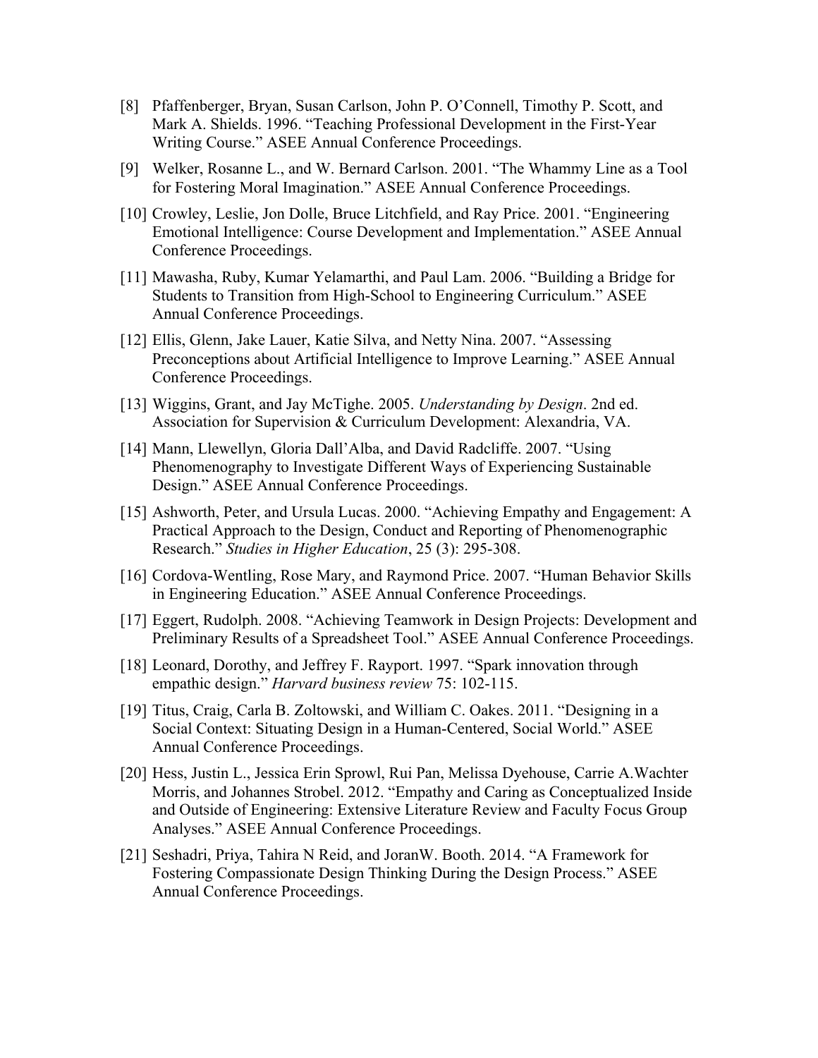[8] Pfaffenberger, Bryan, Susan Carlson, John P. O'Connell, Timothy P. Scott, and Mark A. Shields. 1996. "Teaching Professional Development in the First-Year Writing Course." ASEE Annual Conference Proceedings.

[9] Welker, Rosanne L., and W. Bernard Carlson. 2001. "The Whammy Line as a Tool for Fostering Moral Imagination." ASEE Annual Conference Proceedings.

[10] Crowley, Leslie, Jon Dolle, Bruce Litchfield, and Ray Price. 2001. "Engineering Emotional Intelligence: Course Development and Implementation." ASEE Annual Conference Proceedings.

[11] Mawasha, Ruby, Kumar Yelamarthi, and Paul Lam. 2006. "Building a Bridge for Students to Transition from High-School to Engineering Curriculum." ASEE Annual Conference Proceedings.

[12] Ellis, Glenn, Jake Lauer, Katie Silva, and Netty Nina. 2007. "Assessing Preconceptions about Artificial Intelligence to Improve Learning." ASEE Annual Conference Proceedings.

[13] Wiggins, Grant, and Jay McTighe. 2005. *Understanding by Design*. 2nd ed. Association for Supervision & Curriculum Development: Alexandria, VA.

[14] Mann, Llewellyn, Gloria Dall'Alba, and David Radcliffe. 2007. "Using Phenomenography to Investigate Different Ways of Experiencing Sustainable Design." ASEE Annual Conference Proceedings.

[15] Ashworth, Peter, and Ursula Lucas. 2000. "Achieving Empathy and Engagement: A Practical Approach to the Design, Conduct and Reporting of Phenomenographic Research." *Studies in Higher Education*, 25 (3): 295-308.

[16] Cordova-Wentling, Rose Mary, and Raymond Price. 2007. "Human Behavior Skills in Engineering Education." ASEE Annual Conference Proceedings.

[17] Eggert, Rudolph. 2008. "Achieving Teamwork in Design Projects: Development and Preliminary Results of a Spreadsheet Tool." ASEE Annual Conference Proceedings.

[18] Leonard, Dorothy, and Jeffrey F. Rayport. 1997. "Spark innovation through empathic design." *Harvard business review* 75: 102-115.

[19] Titus, Craig, Carla B. Zoltowski, and William C. Oakes. 2011. "Designing in a Social Context: Situating Design in a Human-Centered, Social World." ASEE Annual Conference Proceedings.

[20] Hess, Justin L., Jessica Erin Sprowl, Rui Pan, Melissa Dyehouse, Carrie A.Wachter Morris, and Johannes Strobel. 2012. "Empathy and Caring as Conceptualized Inside and Outside of Engineering: Extensive Literature Review and Faculty Focus Group Analyses." ASEE Annual Conference Proceedings.

[21] Seshadri, Priya, Tahira N Reid, and JoranW. Booth. 2014. "A Framework for Fostering Compassionate Design Thinking During the Design Process." ASEE Annual Conference Proceedings.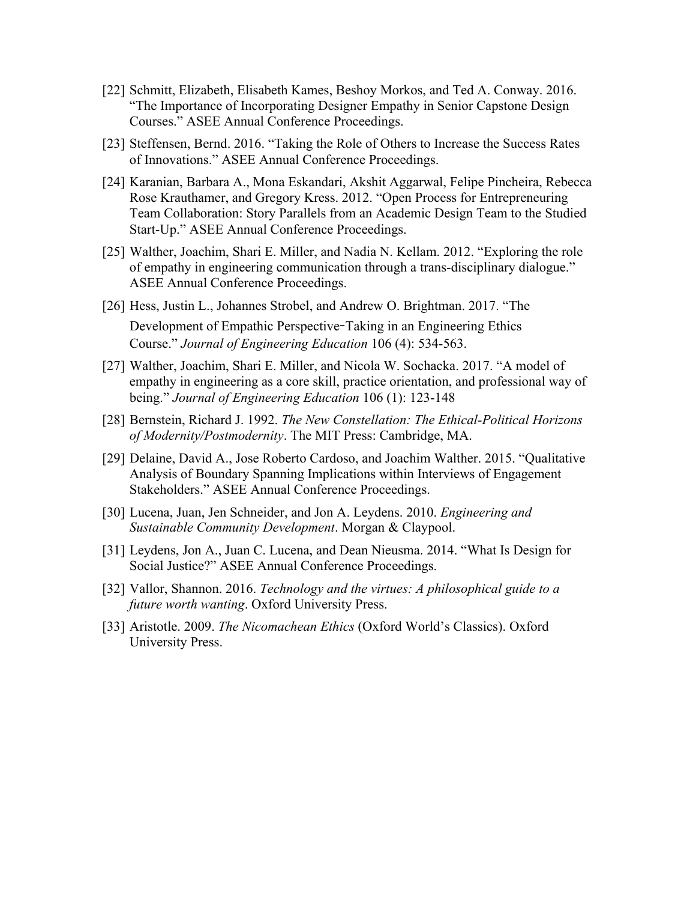[22] Schmitt, Elizabeth, Elisabeth Kames, Beshoy Morkos, and Ted A. Conway. 2016. "The Importance of Incorporating Designer Empathy in Senior Capstone Design Courses." ASEE Annual Conference Proceedings.

[23] Steffensen, Bernd. 2016. "Taking the Role of Others to Increase the Success Rates of Innovations." ASEE Annual Conference Proceedings.

[24] Karanian, Barbara A., Mona Eskandari, Akshit Aggarwal, Felipe Pincheira, Rebecca Rose Krauthamer, and Gregory Kress. 2012. "Open Process for Entrepreneuring Team Collaboration: Story Parallels from an Academic Design Team to the Studied Start-Up." ASEE Annual Conference Proceedings.

[25] Walther, Joachim, Shari E. Miller, and Nadia N. Kellam. 2012. "Exploring the role of empathy in engineering communication through a trans-disciplinary dialogue." ASEE Annual Conference Proceedings.

[26] Hess, Justin L., Johannes Strobel, and Andrew O. Brightman. 2017. "The Development of Empathic Perspective‐Taking in an Engineering Ethics Course." *Journal of Engineering Education* 106 (4): 534-563.

[27] Walther, Joachim, Shari E. Miller, and Nicola W. Sochacka. 2017. "A model of empathy in engineering as a core skill, practice orientation, and professional way of being." *Journal of Engineering Education* 106 (1): 123-148

[28] Bernstein, Richard J. 1992. *The New Constellation: The Ethical-Political Horizons of Modernity/Postmodernity*. The MIT Press: Cambridge, MA.

[29] Delaine, David A., Jose Roberto Cardoso, and Joachim Walther. 2015. "Qualitative Analysis of Boundary Spanning Implications within Interviews of Engagement Stakeholders." ASEE Annual Conference Proceedings.

[30] Lucena, Juan, Jen Schneider, and Jon A. Leydens. 2010. *Engineering and Sustainable Community Development*. Morgan & Claypool.

[31] Leydens, Jon A., Juan C. Lucena, and Dean Nieusma. 2014. "What Is Design for Social Justice?" ASEE Annual Conference Proceedings.

[32] Vallor, Shannon. 2016. *Technology and the virtues: A philosophical guide to a future worth wanting*. Oxford University Press.

[33] Aristotle. 2009. *The Nicomachean Ethics* (Oxford World's Classics). Oxford University Press.